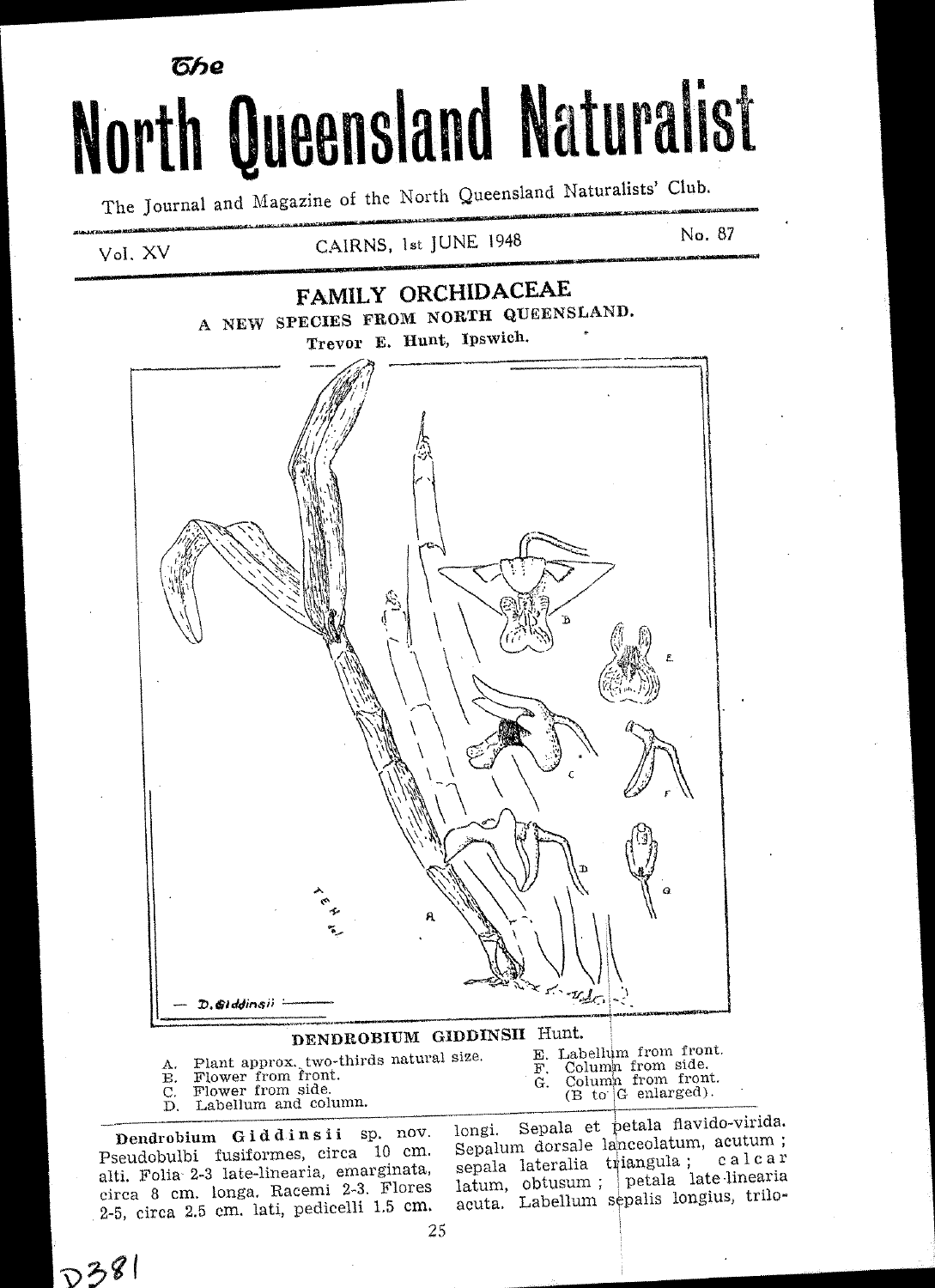# The North Queensland Naturalist

The Journal and Magazine of the North Queensland Naturalists' Club.

Vol. XV — CAIRNS, 1st JUNE 1948 — No. 87

## FAMILY ORCHIDACEAE

### A NEW SPECIES FROM NORTH QUEENSLAND.

**Trevor E. Hunt, Ipswich.**

**DENDROBIUM GIDDINSII** Hunt.

A. Plant approx. two-thirds natural size.
B. Flower from front.
C. Flower from side.
D. Labellum and column.
E. Labellum from front.
F. Column from side.
G. Column from front.
(B to G enlarged).

**Dendrobium Giddinsii** sp. nov. Pseudobulbi fusiformes, circa 10 cm. alti. Folia 2-3 late-linearia, emarginata, circa 8 cm. longa. Racemi 2-3. Flores 2-5, circa 2.5 cm. lati, pedicelli 1.5 cm. longi. Sepala et petala flavido-virida. Sepalum dorsale lanceolatum, acutum; sepala lateralia triangula; calcar latum, obtusum; petala late-linearia acuta. Labellum sepalis longius, trilo-

D381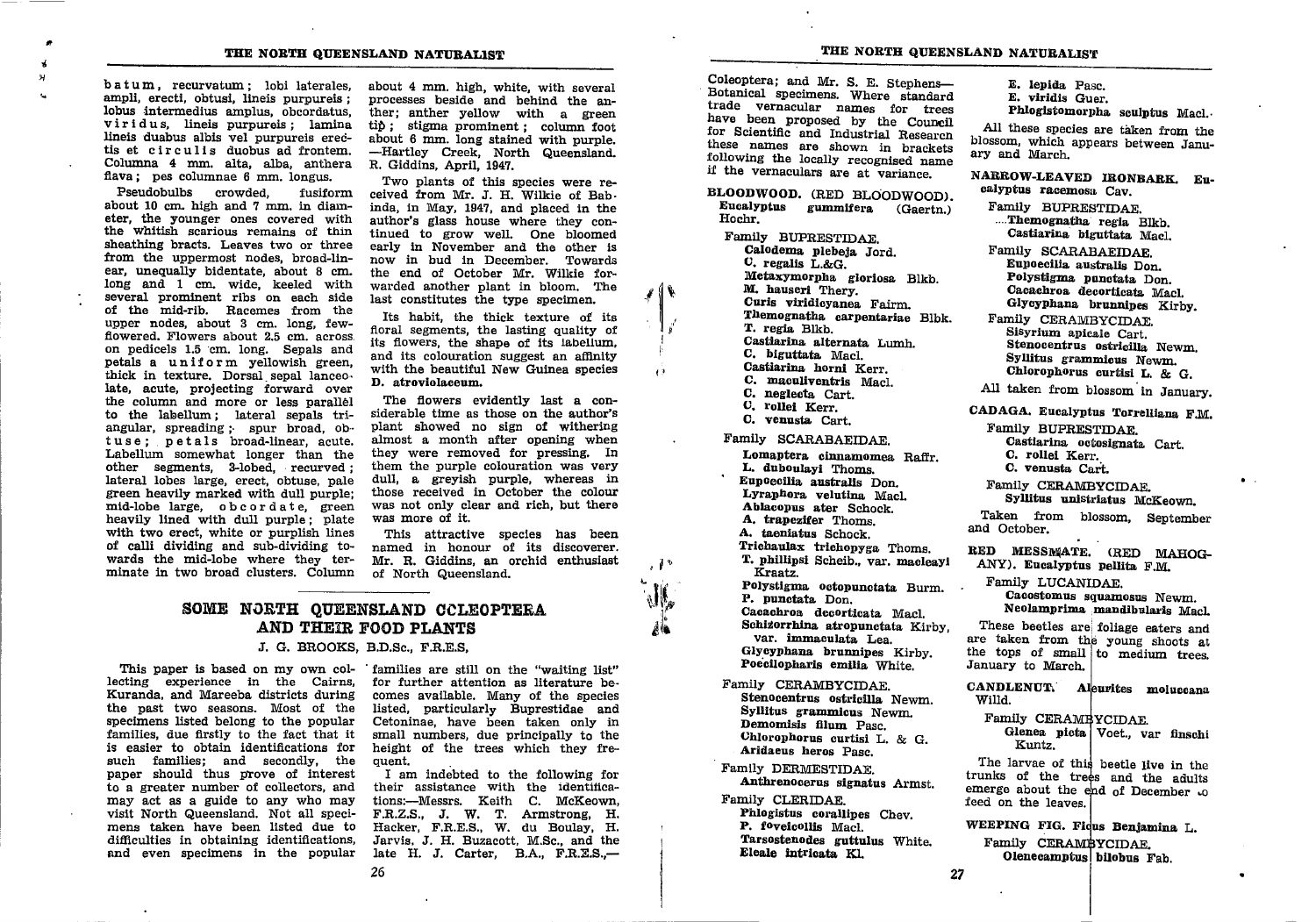batum, recurvatum; lobi laterales, ampli, erecti, obtusi, lineis purpureis; lobus intermedius amplus, obcordatus, viridus, lineis purpureis; lamina lineis duabus albis vel purpureis erectis et circulis duobus ad frontem. Columna 4 mm. alta, alba, anthera flava; pes columnae 6 mm. longus.

Pseudobulbs crowded, fusiform about 10 cm. high and 7 mm. in diameter, the younger ones covered with the whitish scarious remains of thin sheathing bracts. Leaves two or three from the uppermost nodes, broad-linear, unequally bidentate, about 8 cm. long and 1 cm. wide, keeled with several prominent ribs on each side of the mid-rib. Racemes from the upper nodes, about 3 cm. long, few-flowered. Flowers about 2.5 cm. across on pedicels 1.5 cm. long. Sepals and petals a uniform yellowish green, thick in texture. Dorsal sepal lanceolate, acute, projecting forward over the column and more or less parallel to the labellum; lateral sepals triangular, spreading; spur broad, obtuse; petals broad-linear, acute. Labellum somewhat longer than the other segments, 3-lobed, recurved; lateral lobes large, erect, obtuse, pale green heavily marked with dull purple; mid-lobe large, obcordate, green heavily lined with dull purple; plate with two erect, white or purplish lines of calli dividing and sub-dividing towards the mid-lobe where they terminate in two broad clusters. Column about 4 mm. high, white, with several processes beside and behind the anther; anther yellow with a green tip; stigma prominent; column foot about 6 mm. long stained with purple. —Hartley Creek, North Queensland. R. Giddins, April, 1947.

Two plants of this species were received from Mr. J. H. Wilkie of Babinda, in May, 1947, and placed in the author's glass house where they continued to grow well. One bloomed early in November and the other is now in bud in December. Towards the end of October Mr. Wilkie forwarded another plant in bloom. The last constitutes the type specimen.

Its habit, the thick texture of its floral segments, the lasting quality of its flowers, the shape of its labellum, and its colouration suggest an affinity with the beautiful New Guinea species **D. atroviolaceum.**

The flowers evidently last a considerable time as those on the author's plant showed no sign of withering almost a month after opening when they were removed for pressing. In them the purple colouration was very dull, a greyish purple, whereas in those received in October the colour was not only clear and rich, but there was more of it.

This attractive species has been named in honour of its discoverer. Mr. R. Giddins, an orchid enthusiast of North Queensland.

## SOME NORTH QUEENSLAND COLEOPTERA AND THEIR FOOD PLANTS

J. G. BROOKS, B.D.Sc., F.R.E.S.

This paper is based on my own collecting experience in the Cairns, Kuranda, and Mareeba districts during the past two seasons. Most of the specimens listed belong to the popular families, due firstly to the fact that it is easier to obtain identifications for such families; and secondly, the paper should thus prove of interest to a greater number of collectors, and may act as a guide to any who may visit North Queensland. Not all specimens taken have been listed due to difficulties in obtaining identifications, and even specimens in the popular families are still on the "waiting list" for further attention as literature becomes available. Many of the species listed, particularly Buprestidae and Cetoninae, have been taken only in small numbers, due principally to the height of the trees which they frequent.

I am indebted to the following for their assistance with the identifications:—Messrs. Keith C. McKeown, F.R.Z.S., J. W. T. Armstrong, H. Hacker, F.R.E.S., W. du Boulay, H. Jarvis, J. H. Buzacott, M.Sc., and the late H. J. Carter, B.A., F.R.E.S.,—Coleoptera; and Mr. S. E. Stephens—Botanical specimens. Where standard trade vernacular names for trees have been proposed by the Council for Scientific and Industrial Research these names are shown in brackets following the locally recognised name if the vernaculars are at variance.

**BLOODWOOD.** (RED BLOODWOOD). **Eucalyptus gummifera** (Gaertn.) Hochr.

Family BUPRESTIDAE.
- **Calodema plebeja** Jord.
- **C. regalis** L.&G.
- **Metaxymorpha gloriosa** Blkb.
- **M. hauseri** Thery.
- **Curis viridicyanea** Fairm.
- **Themognatha carpentariae** Blbk.
- **T. regia** Blkb.
- **Castiarina alternata** Lumh.
- **C. biguttata** Macl.
- **Castiarina horni** Kerr.
- **C. maculiventris** Macl.
- **C. neglecta** Cart.
- **C. rollei** Kerr.
- **C. venusta** Cart.

Family SCARABAEIDAE.
- **Lomaptera cinnamomea** Raffr.
- **L. duboulayi** Thoms.
- **Eupoecilia australis** Don.
- **Lyraphora velutina** Macl.
- **Ablacopus ater** Schock.
- **A. trapezifer** Thoms.
- **A. taeniatus** Schock.
- **Trichaulax trichopyga** Thoms.
- **T. phillipsi** Scheib., var. **macleayi** Kraatz.
- **Polystigma octopunctata** Burm.
- **P. punctata** Don.
- **Cacachroa decorticata** Macl.
- **Schizorhina atropunctata** Kirby, var. **immaculata** Lea.
- **Glycyphana brunnipes** Kirby.
- **Poecilopharis emilia** White.

Family CERAMBYCIDAE.
- **Stenocentrus ostricilla** Newm.
- **Syllitus grammicus** Newm.
- **Demomisis filum** Pasc.
- **Chlorophorus curtisi** L. & G.
- **Aridaeus heros** Pasc.

Family DERMESTIDAE.
- **Anthrenocerus signatus** Armst.

Family CLERIDAE.
- **Phlogistus corallipes** Chev.
- **P. foveicollis** Macl.
- **Tarsostenodes guttulus** White.
- **Eleale intricata** Kl.
- **E. lepida** Pasc.
- **E. viridis** Guer.
- **Phlogistomorpha sculptus** Macl.

All these species are taken from the blossom, which appears between January and March.

**NARROW-LEAVED IRONBARK. Eucalyptus racemosa** Cav.

Family BUPRESTIDAE.
- **Themognatha regia** Blkb.
- **Castiarina biguttata** Macl.

Family SCARABAEIDAE.
- **Eupoecilia australis** Don.
- **Polystigma punctata** Don.
- **Cacachroa decorticata** Macl.
- **Glycyphana brunnipes** Kirby.

Family CERAMBYCIDAE.
- **Sisyrium apicale** Cart.
- **Stenocentrus ostricilla** Newm.
- **Syllitus grammicus** Newm.
- **Chlorophorus curtisi** L. & G.

All taken from blossom in January.

**CADAGA. Eucalyptus Torrelliana** F.M.

Family BUPRESTIDAE.
- **Castiarina octosignata** Cart.
- **C. rollei** Kerr.
- **C. venusta** Cart.

Family CERAMBYCIDAE.
- **Syllitus unistriatus** McKeown.

Taken from blossom, September and October.

**RED MESSMATE.** (RED MAHOGANY). **Eucalyptus pellita** F.M.

Family LUCANIDAE.
- **Cacostomus squamosus** Newm.
- **Neolamprima mandibularis** Macl.

These beetles are foliage eaters and are taken from the young shoots at the tops of small to medium trees. January to March.

**CANDLENUT. Aleurites moluccana** Willd.

Family CERAMBYCIDAE.
- **Glenea picta** Voet., var **finschi** Kuntz.

The larvae of this beetle live in the trunks of the trees and the adults emerge about the end of December to feed on the leaves.

**WEEPING FIG. Ficus Benjamina** L.

Family CERAMBYCIDAE.
- **Olenecamptus bilobus** Fab.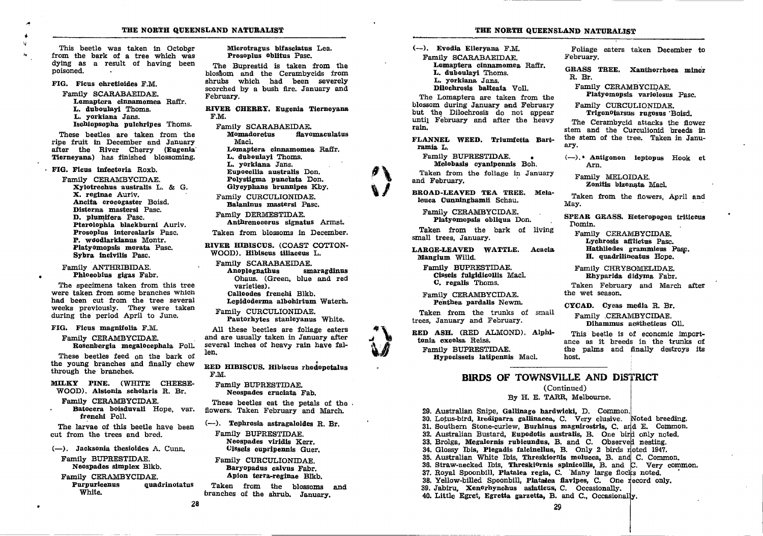This beetle was taken in October from the bark of a tree which was dying as a result of having been poisoned.

**FIG. Ficus ehretioides F.M.**

Family SCARABAEIDAE.

- **Lomaptera cinnamomea** Raffr.
- **L. duboulayi** Thoms.
- **L. yorkiana** Jans.
- **Ischiopsopha pulchripes** Thoms.

These beetles are taken from the ripe fruit in December and January after the River Cherry (**Eugenia Tierneyana**) has finished blossoming.

**FIG. Ficus infectoria Roxb.**

Family CERAMBYCIDAE.

- **Xylotrechus australis** L. & G.
- **X. reginae** Auriv.
- **Ancita crocogaster** Boisd.
- **Disterna mastersi** Pasc.
- **D. plumifera** Pasc.
- **Pterolophia blackburni** Auriv.
- **Prosoplus intercalaris** Pasc.
- **P. woodlarkianus** Montr.
- **Platyomopsis morata** Pasc.
- **Sybra incivilis** Pasc.

Family ANTHRIBIDAE.

- **Phloeobius gigas** Fabr.

The specimens taken from this tree were taken from some branches which had been cut from the tree several weeks previously. They were taken during the period April to June.

**FIG. Ficus magnifolia F.M.**

Family CERAMBYCIDAE.

- **Rosenbergia megalocephala** Poll.

These beetles feed on the bark of the young branches and finally chew through the branches.

**MILKY PINE. (WHITE CHEESE-WOOD). Alstonia scholaris R. Br.**

Family CERAMBYCIDAE.

- **Batocera boisduvali** Hope, var. **frenchi** Poll.

The larvae of this beetle have been cut from the trees and bred.

**(—). Jacksonia thesioides A. Cunn.**

Family BUPRESTIDAE.

- **Neospades simplex** Blkb.

Family CERAMBYCIDAE.

- **Purpuricenus quadrinotatus** White.
- **Microtragus bifasciatus** Lea.
- **Prosoplus oblitus** Pasc.

The Buprestid is taken from the blossom and the Cerambycids from shrubs which had been severely scorched by a bush fire. January and February.

**RIVER CHERRY. Eugenia Tierneyana F.M.**

Family SCARABAEIDAE.

- **Momadoretus flavomaculatus** Macl.
- **Lomaptera cinnamomea** Raffr.
- **L. duboulayi** Thoms.
- **L. yorkiana** Jans.
- **Eupoecilia australis** Don.
- **Polystigma punctata** Don.
- **Glycyphana brunnipes** Kby.

Family CURCULIONIDAE.

- **Balaninus mastersi** Pasc.

Family DERMESTIDAE.

- **Anthrenocerus signatus** Armst.

Taken from blossoms in December.

**RIVER HIBISCUS. (COAST COTTON-WOOD). Hibiscus tiliaceus L.**

Family SCARABAEIDAE.

- **Anoplognathus smaragdinus** Ohaus. (Green, blue and red varieties).
- **Calloodes frenchi** Blkb.
- **Lepidoderma albohirtum** Waterh.

Family CURCULIONIDAE.

- **Pantorhytes stanleyanus** White.

All these beetles are foliage eaters and are usually taken in January after several inches of heavy rain have fallen.

**RED HIBISCUS. Hibiscus rhodopetalus F.M.**

Family BUPRESTIDAE.

- **Neospades cruciata** Fab.

These beetles eat the petals of the flowers. Taken February and March.

**(—). Tephrosia astragaloides R. Br.**

Family BUPRESTIDAE.

- **Neospades viridis** Kerr.
- **Cisseis cupripennis** Guer.

Family CURCULIONIDAE.

- **Baryopadus calvus** Fabr.
- **Apion terra-reginae** Blkb.

Taken from the blossoms and branches of the shrub. January.

**(—). Evodia Elleryana F.M.**

Family SCARABAEIDAE.

- **Lomaptera cinnamomea** Raffr.
- **L. duboulayi** Thoms.
- **L. yorkiana** Jans.
- **Dilochrosis balteata** Voll.

The Lomaptera are taken from the blossom during January and February but the Dilochrosis do not appear until February and after the heavy rain.

**FLANNEL WEED. Triumfetta Bartramia L.**

Family BUPRESTIDAE.

- **Melobasis cyanipennis** Boh.

Taken from the foliage in January and February.

**BROAD-LEAVED TEA TREE. Melaleuca Cunninghamii Schau.**

Family CERAMBYCIDAE.

- **Platyomopsis obliqua** Don.

Taken from the bark of living small trees, January.

**LARGE-LEAVED WATTLE. Acacia Mangium Willd.**

Family BUPRESTIDAE.

- **Cisseis fulgidicollis** Macl.
- **C. regalis** Thoms.

Family CERAMBYCIDAE.

- **Penthea pardalis** Newm.

Taken from the trunks of small trees, January and February.

**RED ASH. (RED ALMOND). Alphitonia excelsa Reiss.**

Family BUPRESTIDAE.

- **Hypocisseis latipennis** Macl.

Foliage eaters taken December to February.

**GRASS TREE. Xanthorrhoea minor R. Br.**

Family CERAMBYCIDAE.

- **Platyomopsis variolosus** Pasc.

Family CURCULIONIDAE.

- **Trigonotarsus rugosus** Boisd.

The Cerambycid attacks the flower stem and the Curculionid breeds in the stem of the tree. Taken in January.

**(—). Antigonon leptopus Hook et Arn.**

Family MELOIDAE.

- **Zonitis bizonata** Macl.

Taken from the flowers, April and May.

**SPEAR GRASS. Heteropogon triticeus Domin.**

Family CERAMBYCIDAE.

- **Lychrosis afflictus** Pasc.
- **Hathliodes grammicus** Pasc.
- **H. quadrilineatus** Hope.

Family CHRYSOMELIDAE.

- **Rhyparida didyma** Fabr.

Taken February and March after the wet season.

**CYCAD. Cycas media R. Br.**

Family CERAMBYCIDAE.

- **Dihammus aestheticus** Oll.

This beetle is of economic importance as it breeds in the trunks of the palms and finally destroys its host.

## BIRDS OF TOWNSVILLE AND DISTRICT

(Continued)

By H. E. TARR, Melbourne.

29. Australian Snipe, **Gallinago hardwicki**, D. Common.
30. Lotus-bird, **Irediparra gallinacea**, C. Very elusive. Noted breeding.
31. Southern Stone-curlew, **Burhinus magnirostris**, C. and E. Common.
32. Australian Bustard, **Eupodotis australis**, B. One bird only noted.
33. Brolga, **Megalornis rubicundus**, B. and C. Observed nesting.
34. Glossy Ibis, **Plegadis falcinellus**, B. Only 2 birds noted 1947.
35. Australian White Ibis, **Threskiornis molucca**, B. and C. Common.
36. Straw-necked Ibis, **Threskiornis spinicollis**, B. and C. Very common.
37. Royal Spoonbill, **Platalea regia**, C. Many large flocks noted.
38. Yellow-billed Spoonbill, **Platalea flavipes**, C. One record only.
39. Jabiru, **Xenorhynchus asiaticus**, C. Occasionally.
40. Little Egret, **Egretta garzetta**, B. and C., Occasionally.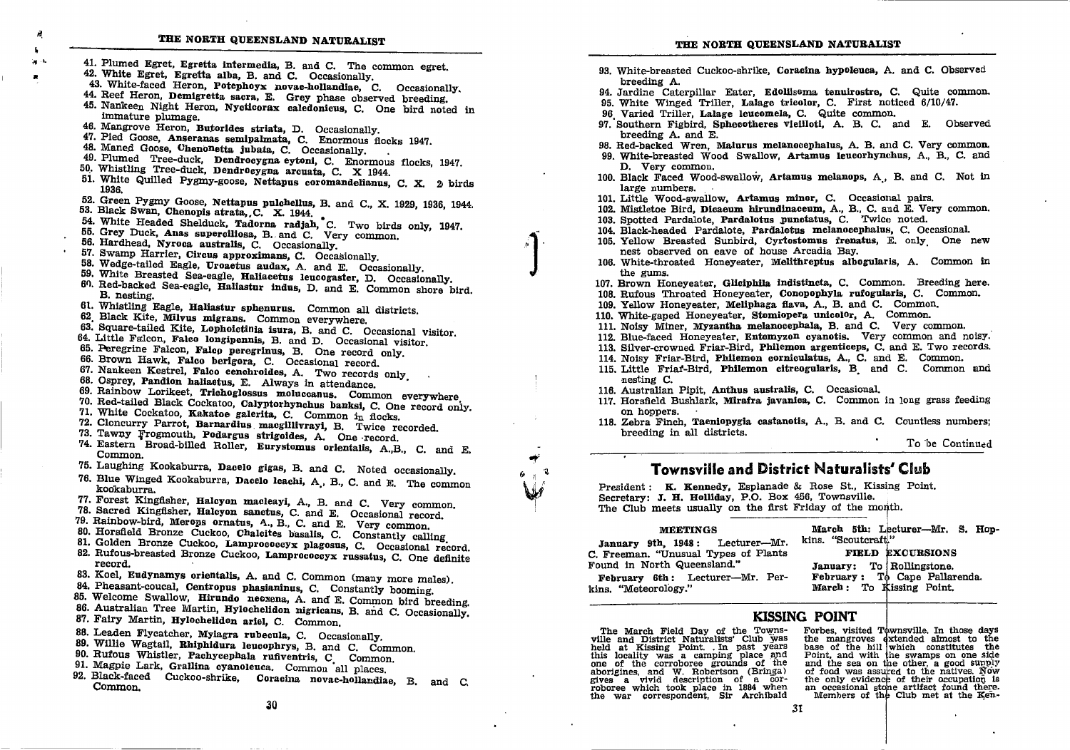41. Plumed Egret, **Egretta intermedia**, B. and C. The common egret.
42. White Egret, **Egretta alba**, B. and C. Occasionally.
43. White-faced Heron, **Potephoyx novae-hollandiae**, C. Occasionally.
44. Reef Heron, **Demigretta sacra**, E. Grey phase observed breeding.
45. Nankeen Night Heron, **Nycticorax caledonicus**, C. One bird noted in immature plumage.
46. Mangrove Heron, **Butorides striata**, D. Occasionally.
47. Pied Goose, **Anseranas semipalmata**, C. Enormous flocks 1947.
48. Maned Goose, **Chenonetta jubata**, C. Occasionally.
49. Plumed Tree-duck, **Dendrocygna eytoni**, C. Enormous flocks, 1947.
50. Whistling Tree-duck, **Dendrocygna arcuata**, C. X 1944.
51. White Quilled Pygmy-goose, **Nettapus coromandelianus**, C. X. 2 birds 1936.
52. Green Pygmy Goose, **Nettapus pulchellus**, B. and C., X. 1929, 1936, 1944.
53. Black Swan, **Chenopis atrata**, C. X. 1944.
54. White Headed Shelduck, **Tadorna radjah**, C. Two birds only, 1947.
55. Grey Duck, **Anas superciliosa**, B. and C. Very common.
56. Hardhead, **Nyroca australis**, C. Occasionally.
57. Swamp Harrier, **Circus approximans**, C. Occasionally.
58. Wedge-tailed Eagle, **Uroaetus audax**, A. and E. Occasionally.
59. White Breasted Sea-eagle, **Haliaeetus leucogaster**, D. Occasionally.
60. Red-backed Sea-eagle, **Haliastur indus**, D. and E. Common shore bird. B. nesting.
61. Whistling Eagle, **Haliastur sphenurus**. Common all districts.
62. Black Kite, **Milvus migrans**. Common everywhere.
63. Square-tailed Kite, **Lophoictinia isura**, B. and C. Occasional visitor.
64. Little Falcon, **Falco longipennis**, B. and D. Occasional visitor.
65. Peregrine Falcon, **Falco peregrinus**, B. One record only.
66. Brown Hawk, **Falco berigora**, C. Occasional record.
67. Nankeen Kestrel, **Falco cenchroides**, A. Two records only.
68. Osprey, **Pandion haliaetus**, E. Always in attendance.
69. Rainbow Lorikeet, **Trichoglossus moluccanus**. Common everywhere.
70. Red-tailed Black Cockatoo, **Calyptorhynchus banksi**, C. One record only.
71. White Cockatoo, **Kakatoe galerita**, C. Common in flocks.
72. Cloncurry Parrot, **Barnardius macgillivrayi**, B. Twice recorded.
73. Tawny Frogmouth, **Podargus strigoides**, A. One record.
74. Eastern Broad-billed Roller, **Eurystomus orientalis**, A.,B., C. and E. Common.
75. Laughing Kookaburra, **Dacelo gigas**, B. and C. Noted occasionally.
76. Blue Winged Kookaburra, **Dacelo leachi**, A., B., C. and E. The common kookaburra.
77. Forest Kingfisher, **Halcyon macleayi**, A., B. and C. Very common.
78. Sacred Kingfisher, **Halcyon sanctus**, C. and E. Occasional record.
79. Rainbow-bird, **Merops ornatus**, A., B., C. and E. Very common.
80. Horsfield Bronze Cuckoo, **Chalcites basalis**, C. Constantly calling.
81. Golden Bronze Cuckoo, **Lamprococcyx plagosus**, C. Occasional record.
82. Rufous-breasted Bronze Cuckoo, **Lamprococcyx russatus**, C. One definite record.
83. Koel, **Eudynamys orientalis**, A. and C. Common (many more males).
84. Pheasant-coucal, **Centropus phasianinus**, C. Constantly booming.
85. Welcome Swallow, **Hirundo neoxena**, A. and E. Common bird breeding.
86. Australian Tree Martin, **Hylochelidon nigricans**, B. and C. Occasionally.
87. Fairy Martin, **Hylochelidon ariel**, C. Common.
88. Leaden Flycatcher, **Myiagra rubecula**, C. Occasionally.
89. Willie Wagtail, **Rhiphidura leucophrys**, B. and C. Common.
90. Rufous Whistler, **Pachycephala rufiventris**, C. Common.
91. Magpie Lark, **Grallina cyanoleuca**. Common all places.
92. Black-faced Cuckoo-shrike, **Coracina novae-hollandiae**, B. and C. Common.
93. White-breasted Cuckoo-shrike, **Coracina hypoleuca**, A. and C. Observed breeding A.
94. Jardine Caterpillar Eater, **Edolisoma tenuirostre**, C. Quite common.
95. White Winged Triller, **Lalage tricolor**, C. First noticed 6/10/47.
96. Varied Triller, **Lalage leucomela**, C. Quite common.
97. Southern Figbird, **Sphecotheres vieilloti**, A. B. C. and E. Observed breeding A. and E.
98. Red-backed Wren, **Malurus melanocephalus**, A. B. and C. Very common.
99. White-breasted Wood Swallow, **Artamus leucorhynchus**, A., B., C. and D. Very common.
100. Black Faced Wood-swallow, **Artamus melanops**, A., B. and C. Not in large numbers.
101. Little Wood-swallow, **Artamus minor**, C. Occasional pairs.
102. Mistletoe Bird, **Dicaeum hirundinaceum**, A., B., C. and E. Very common.
103. Spotted Pardalote, **Pardalotus punctatus**, C. Twice noted.
104. Black-headed Pardalote, **Pardalotus melanocephalus**, C. Occasional.
105. Yellow Breasted Sunbird, **Cyrtostomus frenatus**, E. only. One new nest observed on eave of house Arcadia Bay.
106. White-throated Honeyeater, **Melithreptus albogularis**, A. Common in the gums.
107. Brown Honeyeater, **Gliciphila indistincta**, C. Common. Breeding here.
108. Rufous Throated Honeyeater, **Conopophyla rufogularis**, C. Common.
109. Yellow Honeyeater, **Meliphaga flava**, A., B. and C. Common.
110. White-gaped Honeyeater, **Stomiopera unicolor**, A. Common.
111. Noisy Miner, **Myzantha melanocephala**, B. and C. Very common.
112. Blue-faced Honeyeater, **Entomyzon cyanotis**. Very common and noisy.
113. Silver-crowned Friar-Bird, **Philemon argenticeps**, C. and E. Two records.
114. Noisy Friar-Bird, **Philemon corniculatus**, A., C. and E. Common.
115. Little Friar-Bird, **Philemon citreogularis**, B. and C. Common and nesting C.
116. Australian Pipit, **Anthus australis**, C. Occasional.
117. Horsfield Bushlark, **Mirafra javanica**, C. Common in long grass feeding on hoppers.
118. Zebra Finch, **Taeniopygia castanotis**, A., B. and C. Countless numbers; breeding in all districts.

To be Continued

## Townsville and District Naturalists' Club

President: **K. Kennedy**, Esplanade & Rose St., Kissing Point.
Secretary: **J. H. Holliday**, P.O. Box 456, Townsville.
The Club meets usually on the first Friday of the month.

### MEETINGS

**January 9th, 1948:** Lecturer—Mr. C. Freeman. "Unusual Types of Plants Found in North Queensland."

**February 6th:** Lecturer—Mr. Perkins. "Meteorology."

**March 5th:** Lecturer—Mr. S. Hopkins. "Scoutcraft."

### FIELD EXCURSIONS

**January:** To Rollingstone.
**February:** To Cape Pallarenda.
**March:** To Kissing Point.

## KISSING POINT

The March Field Day of the Townsville and District Naturalists' Club was held at Kissing Point. In past years this locality was a camping place and one of the corroboree grounds of the aborigines, and W. Robertson (Bringa) gives a vivid description of a corroboree which took place in 1884 when the war correspondent, Sir Archibald Forbes, visited Townsville. In those days the mangroves extended almost to the base of the hill which constitutes the Point, and with the swamps on one side and the sea on the other, a good supply of food was assured to the natives. Now the only evidence of their occupation is an occasional stone artifact found there.
Members of the Club met at the Ken-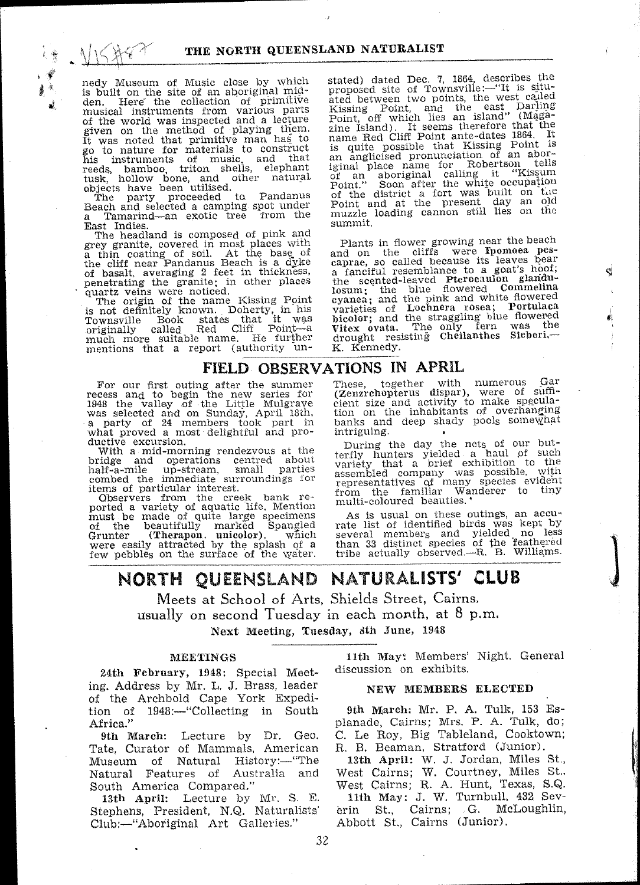nedy Museum of Music close by which is built on the site of an aboriginal midden. Here the collection of primitive musical instruments from various parts of the world was inspected and a lecture given on the method of playing them. It was noted that primitive man has to go to nature for materials to construct his instruments of music, and that reeds, bamboo, triton shells, elephant tusk, hollow bone, and other natural objects have been utilised.

The party proceeded to Pandanus Beach and selected a camping spot under a Tamarind—an exotic tree from the East Indies.

The headland is composed of pink and grey granite, covered in most places with a thin coating of soil. At the base of the cliff near Pandanus Beach is a dyke of basalt, averaging 2 feet in thickness, penetrating the granite; in other places quartz veins were noticed.

The origin of the name Kissing Point is not definitely known. Doherty, in his Townsville Book states that it was originally called Red Cliff Point—a much more suitable name. He further mentions that a report (authority unstated) dated Dec. 7, 1864, describes the proposed site of Townsville:—"It is situated between two points, the west called Kissing Point, and the east Darling Point, off which lies an island" (Magazine Island). It seems therefore that the name Red Cliff Point ante-dates 1864. It is quite possible that Kissing Point is an anglicised pronunciation of an aboriginal place name for Robertson tells of an aboriginal calling it "Kissum Point." Soon after the white occupation of the district a fort was built on the Point and at the present day an old muzzle loading cannon still lies on the summit.

Plants in flower growing near the beach and on the cliffs were **Ipomoea pes-caprae**, so called because its leaves bear a fanciful resemblance to a goat's hoof; the scented-leaved **Pterocaulon glandulosum**; the blue flowered **Commelina cyanea**; and the pink and white flowered varieties of **Lochnera rosea**; **Portulaca bicolor**; and the straggling blue flowered **Vitex ovata**. The only fern was the drought resisting **Cheilanthes Sieberi**.—K. Kennedy.

## FIELD OBSERVATIONS IN APRIL

For our first outing after the summer recess and to begin the new series for 1948 the valley of the Little Mulgrave was selected and on Sunday, April 18th, a party of 24 members took part in what proved a most delightful and productive excursion.

With a mid-morning rendezvous at the bridge and operations centred about half-a-mile up-stream, small parties combed the immediate surroundings for items of particular interest.

Observers from the creek bank reported a variety of aquatic life. Mention must be made of quite large specimens of the beautifully marked Spangled Grunter (**Therapon unicolor**), which were easily attracted by the splash of a few pebbles on the surface of the water. These, together with numerous Gar (**Zenzrchopterus dispar**), were of sufficient size and activity to make speculation on the inhabitants of overhanging banks and deep shady pools somewhat intriguing.

During the day the nets of our butterfly hunters yielded a haul of such variety that a brief exhibition to the assembled company was possible, with representatives of many species evident from the familiar Wanderer to tiny multi-coloured beauties.

As is usual on these outings, an accurate list of identified birds was kept by several members and yielded no less than 33 distinct species of the feathered tribe actually observed.—R. B. Williams.

# NORTH QUEENSLAND NATURALISTS' CLUB

Meets at School of Arts, Shields Street, Cairns.
usually on second Tuesday in each month, at 8 p.m.

**Next Meeting, Tuesday, 8th June, 1948**

### MEETINGS

**24th February, 1948:** Special Meeting. Address by Mr. L. J. Brass, leader of the Archbold Cape York Expedition of 1948:—"Collecting in South Africa."

**9th March:** Lecture by Dr. Geo. Tate, Curator of Mammals, American Museum of Natural History:—"The Natural Features of Australia and South America Compared."

**13th April:** Lecture by Mr. S. E. Stephens, President, N.Q. Naturalists' Club:—"Aboriginal Art Galleries."

**11th May:** Members' Night. General discussion on exhibits.

### NEW MEMBERS ELECTED

**9th March:** Mr. P. A. Tulk, 153 Esplanade, Cairns; Mrs. P. A. Tulk, do; C. Le Roy, Big Tableland, Cooktown; R. B. Beaman, Stratford (Junior).

**13th April:** W. J. Jordan, Miles St., West Cairns; W. Courtney, Miles St., West Cairns; R. A. Hunt, Texas, S.Q.

**11th May:** J. W. Turnbull, 432 Severin St., Cairns; G. McLoughlin, Abbott St., Cairns (Junior).